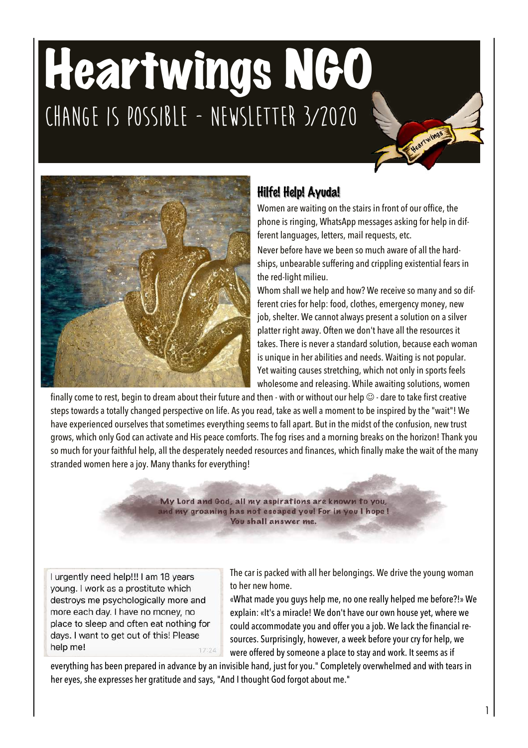# Heartwings NGO

## CHANGE IS POSSIBLE – NEWSLETTER 3/2020

### Hilfe! Help! Ayuda!

Women are waiting on the stairs in front of our office, the phone is ringing, WhatsApp messages asking for help in different languages, letters, mail requests, etc.

Never before have we been so much aware of all the hardships, unbearable suffering and crippling existential fears in the red-light milieu.

Whom shall we help and how? We receive so many and so different cries for help: food, clothes, emergency money, new job, shelter. We cannot always present a solution on a silver platter right away. Often we don't have all the resources it takes. There is never a standard solution, because each woman is unique in her abilities and needs. Waiting is not popular. Yet waiting causes stretching, which not only in sports feels wholesome and releasing. While awaiting solutions, women finally come to rest, begin to dream about their future and then - with or without our help ☺ - dare to take first creative steps towards a totally changed perspective on life. As you read, take as well a moment to be inspired by the "wait"! We have experienced ourselves that sometimes everything seems to fall apart. But in the midst of the confusion, new trust grows, which only God can activate and His peace comforts. The fog rises and a morning breaks on the horizon! Thank you so much for your faithful help, all the desperately needed resources and finances, which finally make the wait of the many stranded women here a joy. Many thanks for everything!

**My Lord and God, all my aspirations are known to you, and my groaning has not escaped you! For in you I hope! You shall answer me.**

I urgently need help!!! I am 18 years young. I work as a prostitute which destroys me psychologically more and more each day. I have no money, no place to sleep and often eat nothing for days. I want to get out of this! Please help me! 17:24

The car is packed with all her belongings. We drive the young woman to her new home.

«What made you guys help me, no one really helped me before?!» We explain: «It's a miracle! We don't have our own house yet, where we could accommodate you and offer you a job. We lack the financial resources. Surprisingly, however, a week before your cry for help, we were offered by someone a place to stay and work. It seems as if everything has been prepared in advance by an invisible hand, just for you." Completely overwhelmed and with tears in her eyes, she expresses her gratitude and says, "And I thought God forgot about me."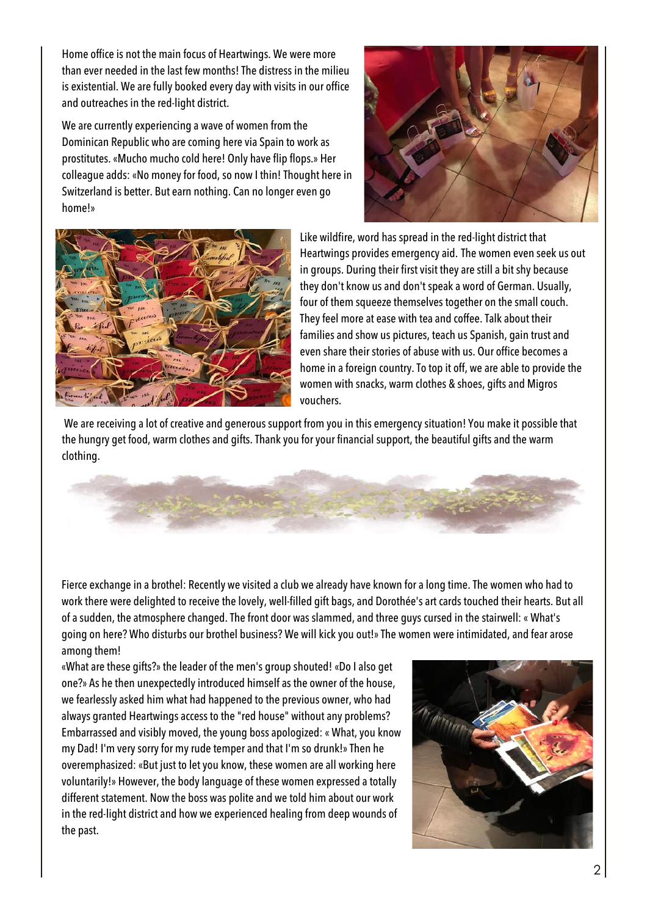Home office is not the main focus of Heartwings. We were more than ever needed in the last few months! The distress in the milieu is existential. We are fully booked every day with visits in our office and outreaches in the red-light district.

We are currently experiencing a wave of women from the Dominican Republic who are coming here via Spain to work as prostitutes. «Mucho mucho cold here! Only have flip flops.» Her colleague adds: «No money for food, so now I thin! Thought here in Switzerland is better. But earn nothing. Can no longer even go home!»

Like wildfire, word has spread in the red-light district that Heartwings provides emergency aid. The women even seek us out in groups. During their first visit they are still a bit shy because they don't know us and don't speak a word of German. Usually, four of them squeeze themselves together on the small couch. They feel more at ease with tea and coffee. Talk about their families and show us pictures, teach us Spanish, gain trust and even share their stories of abuse with us. Our office becomes a home in a foreign country. To top it off, we are able to provide the women with snacks, warm clothes & shoes, gifts and Migros vouchers.

We are receiving a lot of creative and generous support from you in this emergency situation! You make it possible that the hungry get food, warm clothes and gifts. Thank you for your financial support, the beautiful gifts and the warm clothing.

Fierce exchange in a brothel: Recently we visited a club we already have known for a long time. The women who had to work there were delighted to receive the lovely, well-filled gift bags, and Dorothée's art cards touched their hearts. But all of a sudden, the atmosphere changed. The front door was slammed, and three guys cursed in the stairwell: « What's going on here? Who disturbs our brothel business? We will kick you out!» The women were intimidated, and fear arose among them!

«What are these gifts?» the leader of the men's group shouted! «Do I also get one?» As he then unexpectedly introduced himself as the owner of the house, we fearlessly asked him what had happened to the previous owner, who had always granted Heartwings access to the "red house" without any problems? Embarrassed and visibly moved, the young boss apologized: « What, you know my Dad! I'm very sorry for my rude temper and that I'm so drunk!» Then he overemphasized: «But just to let you know, these women are all working here voluntarily!» However, the body language of these women expressed a totally different statement. Now the boss was polite and we told him about our work in the red-light district and how we experienced healing from deep wounds of the past.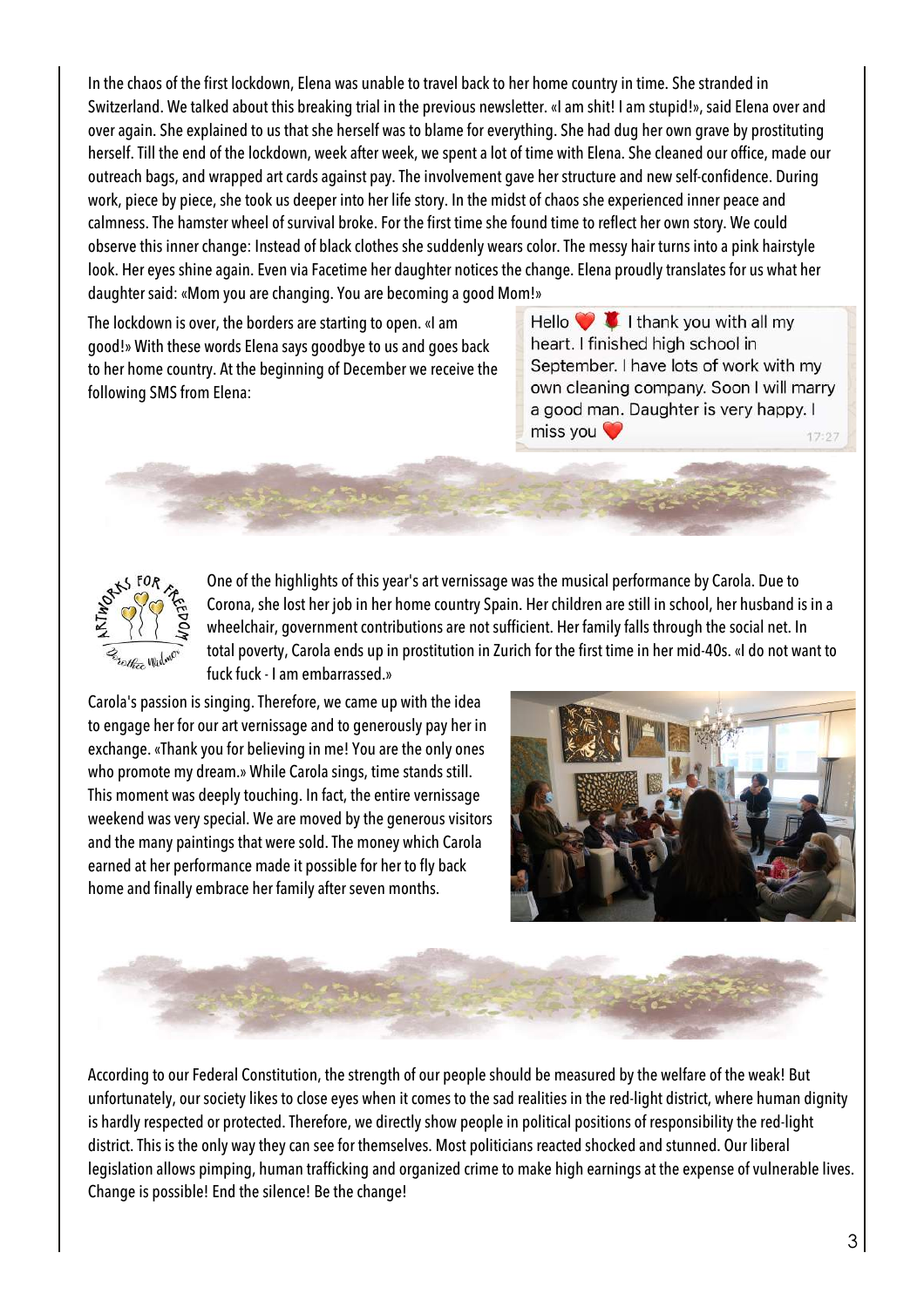In the chaos of the first lockdown, Elena was unable to travel back to her home country in time. She stranded in Switzerland. We talked about this breaking trial in the previous newsletter. «I am shit! I am stupid!», said Elena over and over again. She explained to us that she herself was to blame for everything. She had dug her own grave by prostituting herself. Till the end of the lockdown, week after week, we spent a lot of time with Elena. She cleaned our office, made our outreach bags, and wrapped art cards against pay. The involvement gave her structure and new self-confidence. During work, piece by piece, she took us deeper into her life story. In the midst of chaos she experienced inner peace and calmness. The hamster wheel of survival broke. For the first time she found time to reflect her own story. We could observe this inner change: Instead of black clothes she suddenly wears color. The messy hair turns into a pink hairstyle look. Her eyes shine again. Even via Facetime her daughter notices the change. Elena proudly translates for us what her daughter said: «Mom you are changing. You are becoming a good Mom!»

The lockdown is over, the borders are starting to open. «I am good!» With these words Elena says goodbye to us and goes back to her home country. At the beginning of December we receive the following SMS from Elena:

Hello ❤️ 🌹 I thank you with all my heart. I finished high school in September. I have lots of work with my own cleaning company. Soon I will marry a good man. Daughter is very happy. I miss you ❤️ 17:27

One of the highlights of this year's art vernissage was the musical performance by Carola. Due to Corona, she lost her job in her home country Spain. Her children are still in school, her husband is in a wheelchair, government contributions are not sufficient. Her family falls through the social net. In total poverty, Carola ends up in prostitution in Zurich for the first time in her mid-40s. «I do not want to fuck fuck - I am embarrassed.»

Carola's passion is singing. Therefore, we came up with the idea to engage her for our art vernissage and to generously pay her in exchange. «Thank you for believing in me! You are the only ones who promote my dream.» While Carola sings, time stands still. This moment was deeply touching. In fact, the entire vernissage weekend was very special. We are moved by the generous visitors and the many paintings that were sold. The money which Carola earned at her performance made it possible for her to fly back home and finally embrace her family after seven months.

According to our Federal Constitution, the strength of our people should be measured by the welfare of the weak! But unfortunately, our society likes to close eyes when it comes to the sad realities in the red-light district, where human dignity is hardly respected or protected. Therefore, we directly show people in political positions of responsibility the red-light district. This is the only way they can see for themselves. Most politicians reacted shocked and stunned. Our liberal legislation allows pimping, human trafficking and organized crime to make high earnings at the expense of vulnerable lives. Change is possible! End the silence! Be the change!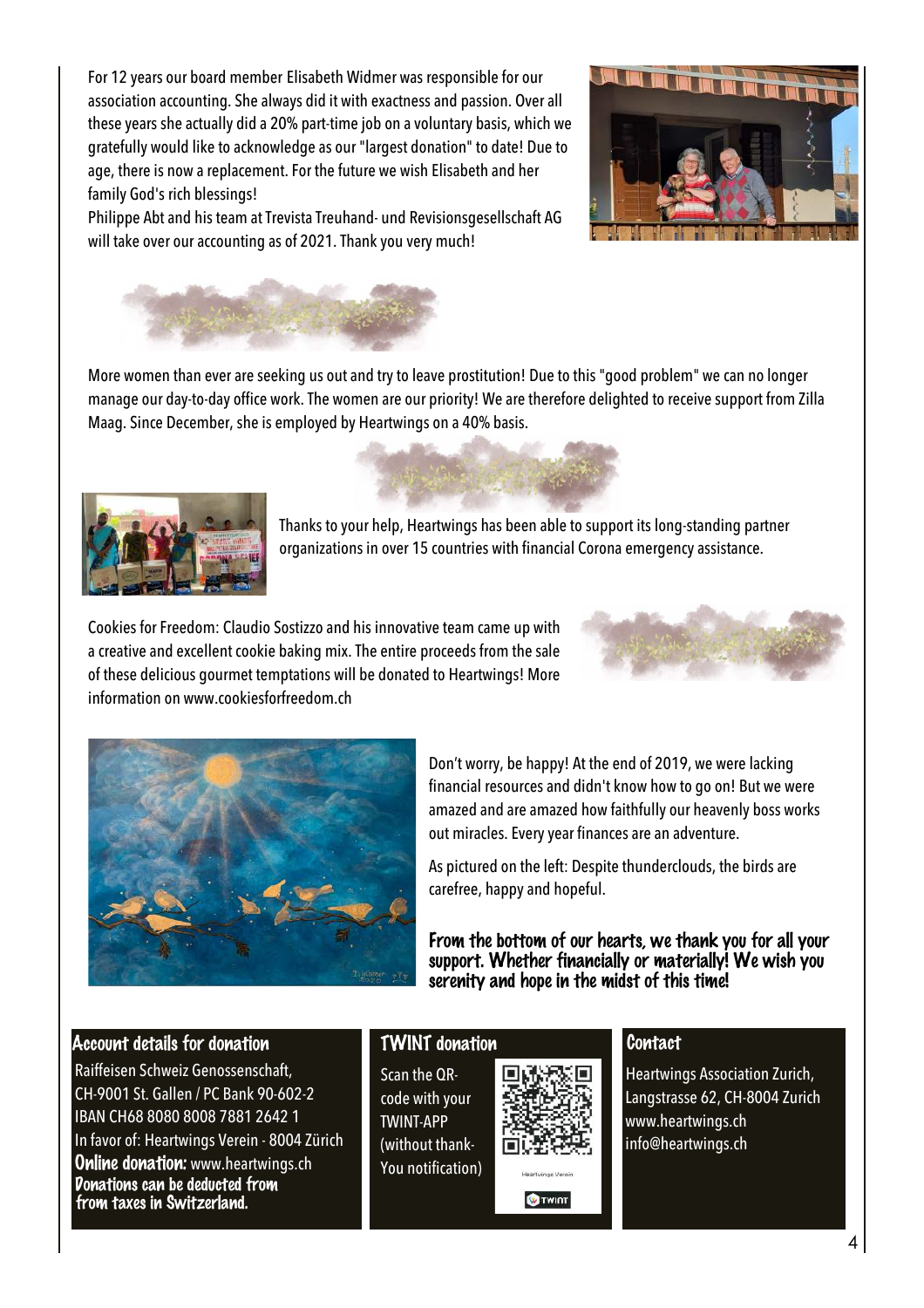For 12 years our board member Elisabeth Widmer was responsible for our association accounting. She always did it with exactness and passion. Over all these years she actually did a 20% part-time job on a voluntary basis, which we gratefully would like to acknowledge as our "largest donation" to date! Due to age, there is now a replacement. For the future we wish Elisabeth and her family God's rich blessings!

Philippe Abt and his team at Trevista Treuhand- und Revisionsgesellschaft AG will take over our accounting as of 2021. Thank you very much!

More women than ever are seeking us out and try to leave prostitution! Due to this "good problem" we can no longer manage our day-to-day office work. The women are our priority! We are therefore delighted to receive support from Zilla Maag. Since December, she is employed by Heartwings on a 40% basis.

Thanks to your help, Heartwings has been able to support its long-standing partner organizations in over 15 countries with financial Corona emergency assistance.

Cookies for Freedom: Claudio Sostizzo and his innovative team came up with a creative and excellent cookie baking mix. The entire proceeds from the sale of these delicious gourmet temptations will be donated to Heartwings! More information on www.cookiesforfreedom.ch

Don't worry, be happy! At the end of 2019, we were lacking financial resources and didn't know how to go on! But we were amazed and are amazed how faithfully our heavenly boss works out miracles. Every year finances are an adventure.

As pictured on the left: Despite thunderclouds, the birds are carefree, happy and hopeful.

**From the bottom of our hearts, we thank you for all your support. Whether financially or materially! We wish you serenity and hope in the midst of this time!**

### Account details for donation

Raiffeisen Schweiz Genossenschaft,
CH-9001 St. Gallen / PC Bank 90-602-2
IBAN CH68 8080 8008 7881 2642 1
In favor of: Heartwings Verein - 8004 Zürich
**Online donation:** www.heartwings.ch
**Donations can be deducted from from taxes in Switzerland.**

### TWINT donation

Scan the QR-code with your TWINT-APP (without thank-You notification)

Heartwings Verein

TWINT

### Contact

Heartwings Association Zurich,
Langstrasse 62, CH-8004 Zurich
www.heartwings.ch
info@heartwings.ch